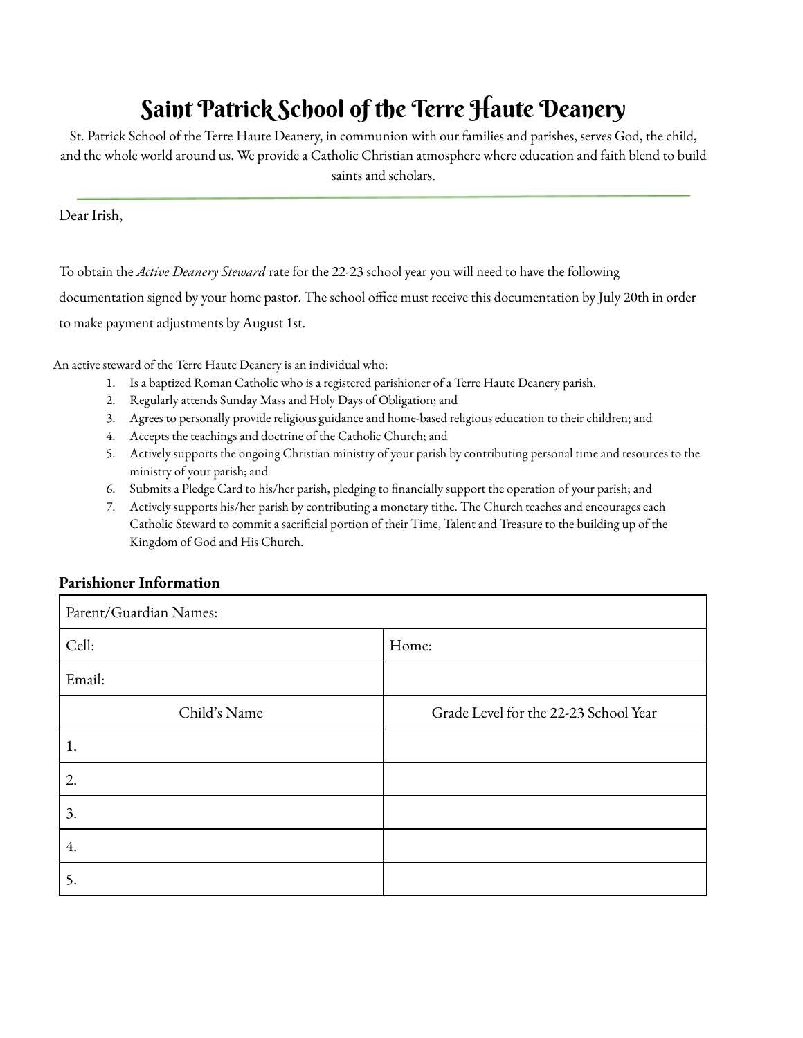# Saint Patrick School of the Terre Haute Deanery

St. Patrick School of the Terre Haute Deanery, in communion with our families and parishes, serves God, the child, and the whole world around us. We provide a Catholic Christian atmosphere where education and faith blend to build saints and scholars.

---

Dear Irish,

To obtain the *Active Deanery Steward* rate for the 22-23 school year you will need to have the following documentation signed by your home pastor. The school office must receive this documentation by July 20th in order to make payment adjustments by August 1st.

An active steward of the Terre Haute Deanery is an individual who:

1. Is a baptized Roman Catholic who is a registered parishioner of a Terre Haute Deanery parish.
2. Regularly attends Sunday Mass and Holy Days of Obligation; and
3. Agrees to personally provide religious guidance and home-based religious education to their children; and
4. Accepts the teachings and doctrine of the Catholic Church; and
5. Actively supports the ongoing Christian ministry of your parish by contributing personal time and resources to the ministry of your parish; and
6. Submits a Pledge Card to his/her parish, pledging to financially support the operation of your parish; and
7. Actively supports his/her parish by contributing a monetary tithe. The Church teaches and encourages each Catholic Steward to commit a sacrificial portion of their Time, Talent and Treasure to the building up of the Kingdom of God and His Church.

**Parishioner Information**

| Parent/Guardian Names: | |
|---|---|
| Cell: | Home: |
| Email: | |
| Child's Name | Grade Level for the 22-23 School Year |
| 1. | |
| 2. | |
| 3. | |
| 4. | |
| 5. | |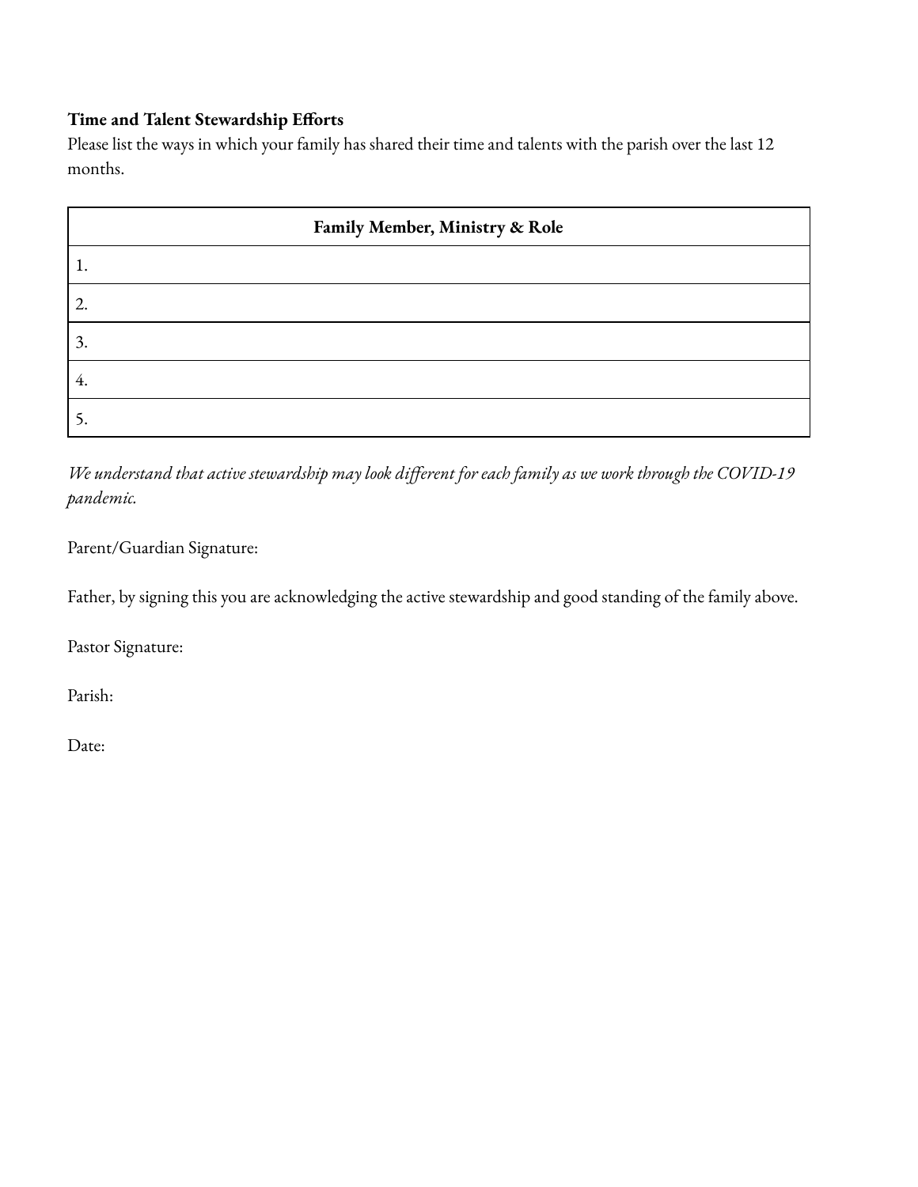**Time and Talent Stewardship Efforts**

Please list the ways in which your family has shared their time and talents with the parish over the last 12 months.

| Family Member, Ministry & Role |
|---|
| 1. |
| 2. |
| 3. |
| 4. |
| 5. |

*We understand that active stewardship may look different for each family as we work through the COVID-19 pandemic.*

Parent/Guardian Signature:

Father, by signing this you are acknowledging the active stewardship and good standing of the family above.

Pastor Signature:

Parish:

Date: